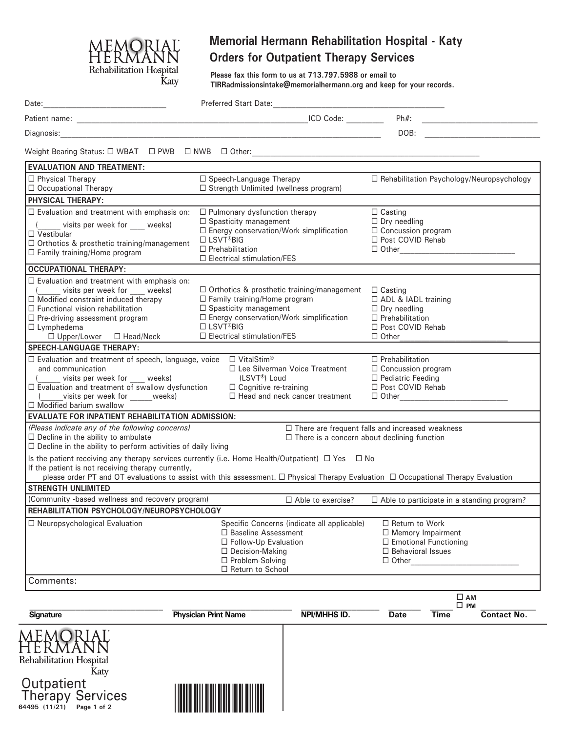# Memorial Hermann Rehabilitation Hospital - Katy
## Orders for Outpatient Therapy Services

**Please fax this form to us at 713.797.5988 or email to TIRRadmissionsintake@memorialhermann.org and keep for your records.**

Date:______________________________ Preferred Start Date:_________________________________________

Patient name: _________________________________________________ICD Code: _________ Ph#: ___________________________

Diagnosis:_____________________________________________________________________________ DOB: ___________________________

Weight Bearing Status: ☐ WBAT ☐ PWB ☐ NWB ☐ Other:_______________________________________________________

**EVALUATION AND TREATMENT:**

☐ Physical Therapy
☐ Occupational Therapy
☐ Speech-Language Therapy
☐ Strength Unlimited (wellness program)
☐ Rehabilitation Psychology/Neuropsychology

**PHYSICAL THERAPY:**

☐ Evaluation and treatment with emphasis on:
(_____ visits per week for ____ weeks)
☐ Vestibular
☐ Orthotics & prosthetic training/management
☐ Family training/Home program
☐ Pulmonary dysfunction therapy
☐ Spasticity management
☐ Energy conservation/Work simplification
☐ LSVT®BIG
☐ Prehabilitation
☐ Electrical stimulation/FES
☐ Casting
☐ Dry needling
☐ Concussion program
☐ Post COVID Rehab
☐ Other____________________________

**OCCUPATIONAL THERAPY:**

☐ Evaluation and treatment with emphasis on:
(_____ visits per week for ____ weeks)
☐ Modified constraint induced therapy
☐ Functional vision rehabilitation
☐ Pre-driving assessment program
☐ Lymphedema
  ☐ Upper/Lower ☐ Head/Neck
☐ Orthotics & prosthetic training/management
☐ Family training/Home program
☐ Spasticity management
☐ Energy conservation/Work simplification
☐ LSVT®BIG
☐ Electrical stimulation/FES
☐ Casting
☐ ADL & IADL training
☐ Dry needling
☐ Prehabilitation
☐ Post COVID Rehab
☐ Other__________________________

**SPEECH-LANGUAGE THERAPY:**

☐ Evaluation and treatment of speech, language, voice and communication
(_____ visits per week for ____ weeks)
☐ Evaluation and treatment of swallow dysfunction
(_____visits per week for _____weeks)
☐ Modified barium swallow
☐ VitalStim®
☐ Lee Silverman Voice Treatment (LSVT®) Loud
☐ Cognitive re-training
☐ Head and neck cancer treatment
☐ Prehabilitation
☐ Concussion program
☐ Pediatric Feeding
☐ Post COVID Rehab
☐ Other__________________________

**EVALUATE FOR INPATIENT REHABILITATION ADMISSION:**

*(Please indicate any of the following concerns)*
☐ Decline in the ability to ambulate
☐ Decline in the ability to perform activities of daily living
☐ There are frequent falls and increased weakness
☐ There is a concern about declining function

Is the patient receiving any therapy services currently (i.e. Home Health/Outpatient) ☐ Yes ☐ No
If the patient is not receiving therapy currently,
please order PT and OT evaluations to assist with this assessment. ☐ Physical Therapy Evaluation ☐ Occupational Therapy Evaluation

**STRENGTH UNLIMITED**

(Community -based wellness and recovery program) ☐ Able to exercise? ☐ Able to participate in a standing program?

**REHABILITATION PSYCHOLOGY/NEUROPSYCHOLOGY**

☐ Neuropsychological Evaluation

Specific Concerns (indicate all applicable)
☐ Baseline Assessment
☐ Follow-Up Evaluation
☐ Decision-Making
☐ Problem-Solving
☐ Return to School
☐ Return to Work
☐ Memory Impairment
☐ Emotional Functioning
☐ Behavioral Issues
☐ Other_________________________

Comments:

| Signature | Physician Print Name | NPI/MHHS ID. | Date | Time ☐ AM ☐ PM | Contact No. |
|---|---|---|---|---|---|
| | | | | | |

Memorial Hermann Rehabilitation Hospital Katy
Outpatient Therapy Services
64495 (11/21)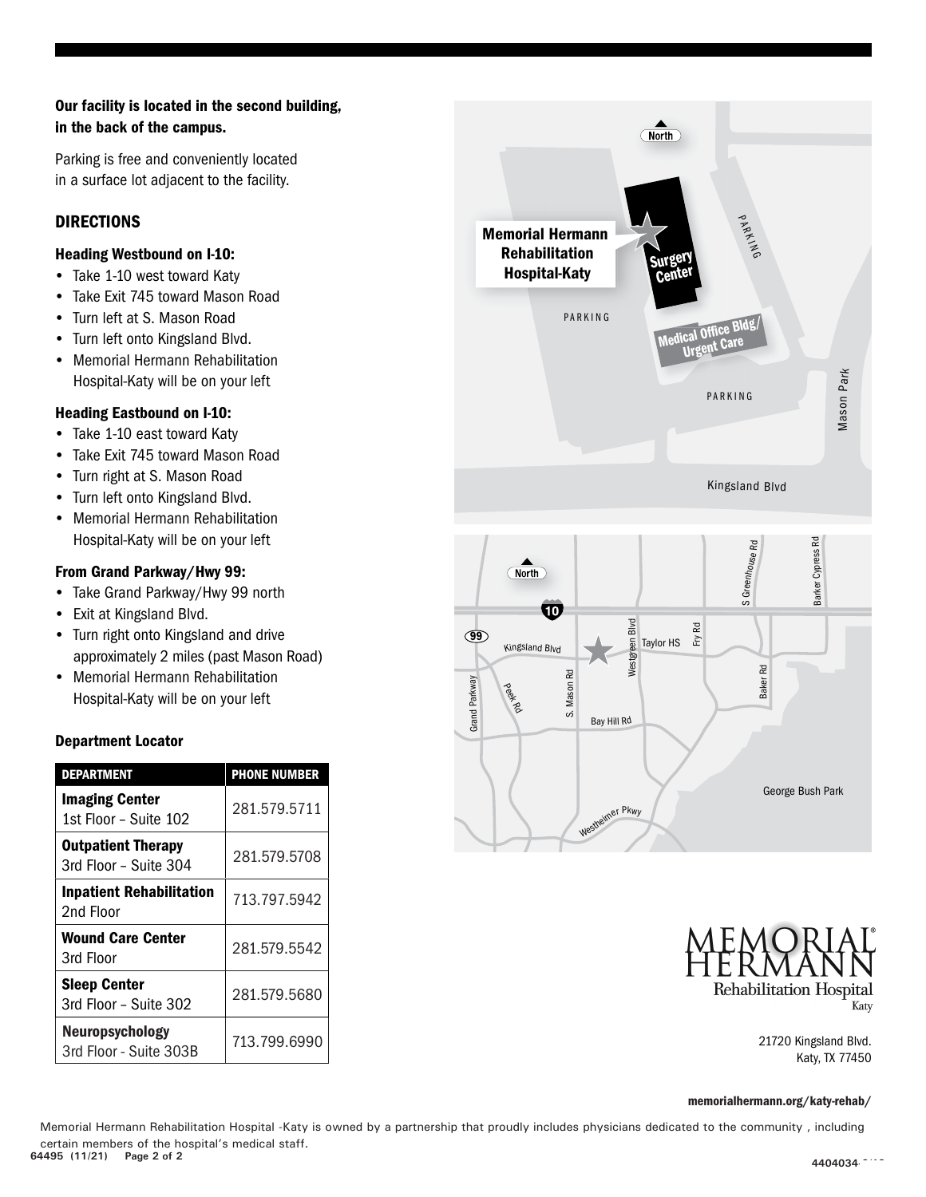**Our facility is located in the second building, in the back of the campus.**

Parking is free and conveniently located in a surface lot adjacent to the facility.

## DIRECTIONS

### Heading Westbound on I-10:

- Take 1-10 west toward Katy
- Take Exit 745 toward Mason Road
- Turn left at S. Mason Road
- Turn left onto Kingsland Blvd.
- Memorial Hermann Rehabilitation Hospital-Katy will be on your left

### Heading Eastbound on I-10:

- Take 1-10 east toward Katy
- Take Exit 745 toward Mason Road
- Turn right at S. Mason Road
- Turn left onto Kingsland Blvd.
- Memorial Hermann Rehabilitation Hospital-Katy will be on your left

### From Grand Parkway/Hwy 99:

- Take Grand Parkway/Hwy 99 north
- Exit at Kingsland Blvd.
- Turn right onto Kingsland and drive approximately 2 miles (past Mason Road)
- Memorial Hermann Rehabilitation Hospital-Katy will be on your left

### Department Locator

| DEPARTMENT | PHONE NUMBER |
|---|---|
| **Imaging Center** 1st Floor – Suite 102 | 281.579.5711 |
| **Outpatient Therapy** 3rd Floor – Suite 304 | 281.579.5708 |
| **Inpatient Rehabilitation** 2nd Floor | 713.797.5942 |
| **Wound Care Center** 3rd Floor | 281.579.5542 |
| **Sleep Center** 3rd Floor – Suite 302 | 281.579.5680 |
| **Neuropsychology** 3rd Floor - Suite 303B | 713.799.6990 |

North
Memorial Hermann Rehabilitation Hospital-Katy
Surgery Center
PARKING
PARKING
Medical Office Bldg/ Urgent Care
PARKING
Mason Park
Kingsland Blvd

North
10
99
Kingsland Blvd
Taylor HS
Westgreen Blvd
Fry Rd
S Greenhouse Rd
Barker Cypress Rd
Grand Parkway
Peek Rd
S. Mason Rd
Baker Rd
Bay Hill Rd
George Bush Park
Westheimer Pkwy

MEMORIAL HERMANN
Rehabilitation Hospital
Katy

21720 Kingsland Blvd.
Katy, TX 77450

**memorialhermann.org/katy-rehab/**

Memorial Hermann Rehabilitation Hospital -Katy is owned by a partnership that proudly includes physicians dedicated to the community , including certain members of the hospital's medical staff.

**64495 (11/21)**

4404034